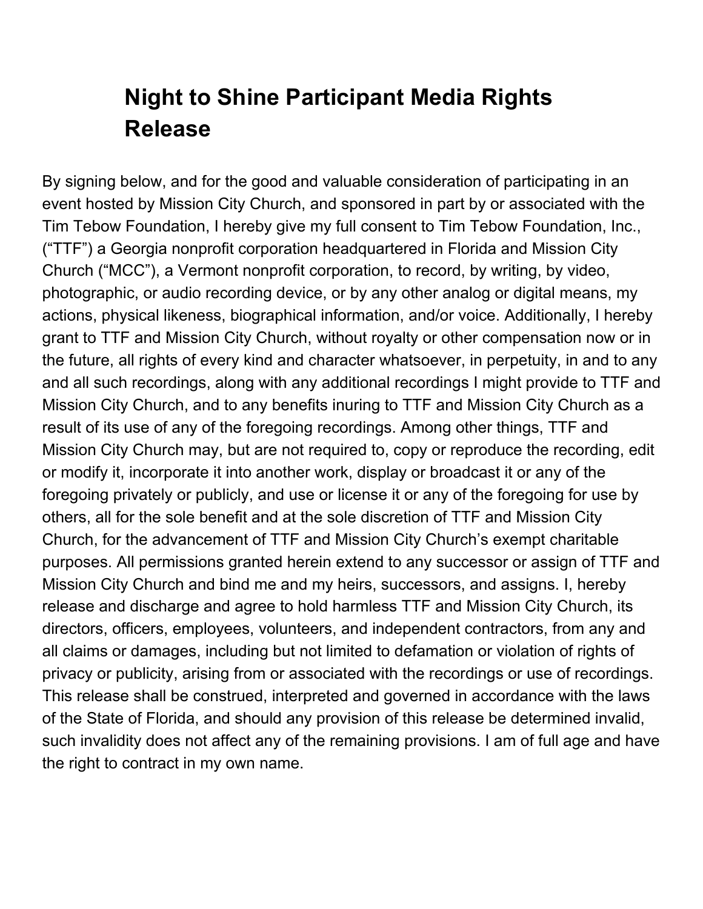# Night to Shine Participant Media Rights Release

By signing below, and for the good and valuable consideration of participating in an event hosted by Mission City Church, and sponsored in part by or associated with the Tim Tebow Foundation, I hereby give my full consent to Tim Tebow Foundation, Inc., ("TTF") a Georgia nonprofit corporation headquartered in Florida and Mission City Church ("MCC"), a Vermont nonprofit corporation, to record, by writing, by video, photographic, or audio recording device, or by any other analog or digital means, my actions, physical likeness, biographical information, and/or voice. Additionally, I hereby grant to TTF and Mission City Church, without royalty or other compensation now or in the future, all rights of every kind and character whatsoever, in perpetuity, in and to any and all such recordings, along with any additional recordings I might provide to TTF and Mission City Church, and to any benefits inuring to TTF and Mission City Church as a result of its use of any of the foregoing recordings. Among other things, TTF and Mission City Church may, but are not required to, copy or reproduce the recording, edit or modify it, incorporate it into another work, display or broadcast it or any of the foregoing privately or publicly, and use or license it or any of the foregoing for use by others, all for the sole benefit and at the sole discretion of TTF and Mission City Church, for the advancement of TTF and Mission City Church's exempt charitable purposes. All permissions granted herein extend to any successor or assign of TTF and Mission City Church and bind me and my heirs, successors, and assigns. I, hereby release and discharge and agree to hold harmless TTF and Mission City Church, its directors, officers, employees, volunteers, and independent contractors, from any and all claims or damages, including but not limited to defamation or violation of rights of privacy or publicity, arising from or associated with the recordings or use of recordings. This release shall be construed, interpreted and governed in accordance with the laws of the State of Florida, and should any provision of this release be determined invalid, such invalidity does not affect any of the remaining provisions. I am of full age and have the right to contract in my own name.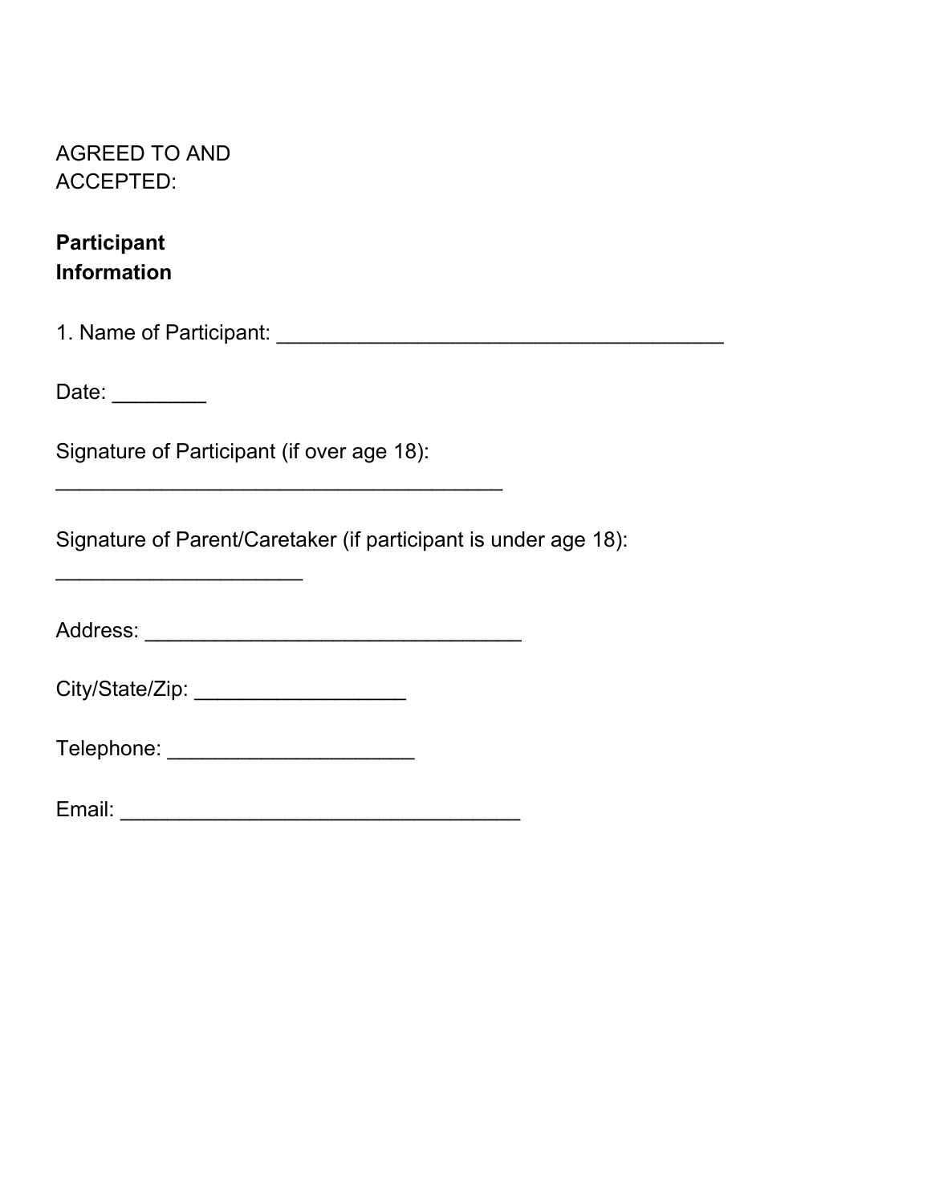AGREED TO AND
ACCEPTED:

**Participant**
**Information**

1. Name of Participant: _______________________________________

Date: ________

Signature of Participant (if over age 18):
_______________________________________

Signature of Parent/Caretaker (if participant is under age 18):
_____________________

Address: ________________________________

City/State/Zip: __________________

Telephone: _____________________

Email: __________________________________